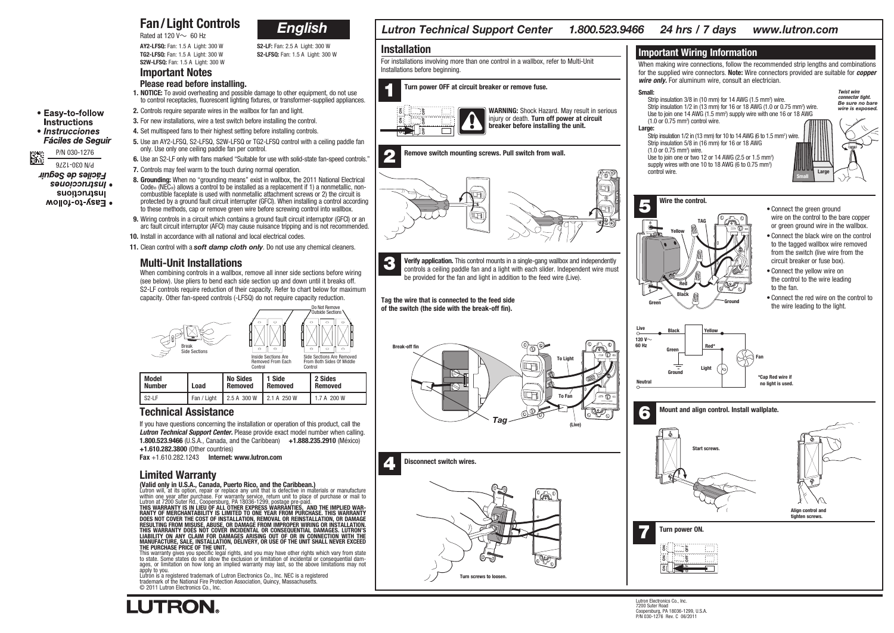# Fan / Light Controls

**English**

Rated at 120 V~ 60 Hz

**AY2-LFSQ:** Fan: 1.5 A Light: 300 W
**TG2-LFSQ:** Fan: 1.5 A Light: 300 W
**S2W-LFSQ:** Fan: 1.5 A Light: 300 W
**S2-LF:** Fan: 2.5 A Light: 300 W
**S2-LFSQ:** Fan: 1.5 A Light: 300 W

- Easy-to-follow Instructions
- *Instrucciones Fáciles de Seguir*

P/N 030-1276

## Important Notes

### Please read before installing.

1. **NOTICE:** To avoid overheating and possible damage to other equipment, do not use to control receptacles, fluorescent lighting fixtures, or transformer-supplied appliances.
2. Controls require separate wires in the wallbox for fan and light.
3. For new installations, wire a test switch before installing the control.
4. Set multispeed fans to their highest setting before installing controls.
5. Use an AY2-LFSQ, S2-LFSQ, S2W-LFSQ or TG2-LFSQ control with a ceiling paddle fan only. Use only one ceiling paddle fan per control.
6. Use an S2-LF only with fans marked "Suitable for use with solid-state fan-speed controls."
7. Controls may feel warm to the touch during normal operation.
8. **Grounding:** When no "grounding means" exist in wallbox, the 2011 National Electrical Code® (NEC®) allows a control to be installed as a replacement if 1) a nonmetallic, non-combustible faceplate is used with nonmetallic attachment screws or 2) the circuit is protected by a ground fault circuit interrupter (GFCI). When installing a control according to these methods, cap or remove green wire before screwing control into wallbox.
9. Wiring controls in a circuit which contains a ground fault circuit interruptor (GFCI) or an arc fault circuit interruptor (AFCI) may cause nuisance tripping and is not recommended.
10. Install in accordance with all national and local electrical codes.
11. Clean control with a ***soft damp cloth only***. Do not use any chemical cleaners.

## Multi-Unit Installations

When combining controls in a wallbox, remove all inner side sections before wiring (see below). Use pliers to bend each side section up and down until it breaks off. S2-LF controls require reduction of their capacity. Refer to chart below for maximum capacity. Other fan-speed controls (-LFSQ) do not require capacity reduction.

Break Side Sections

Inside Sections Are Removed From Each Control

Do Not Remove Outside Sections

Side Sections Are Removed From Both Sides Of Middle Control

| Model Number | Load | No Sides Removed | 1 Side Removed | 2 Sides Removed |
|---|---|---|---|---|
| S2-LF | Fan / Light | 2.5 A 300 W | 2.1 A 250 W | 1.7 A 200 W |

## Technical Assistance

If you have questions concerning the installation or operation of this product, call the ***Lutron Technical Support Center.*** Please provide exact model number when calling.
**1.800.523.9466** (U.S.A., Canada, and the Caribbean) **+1.888.235.2910** (México)
**+1.610.282.3800** (Other countries)
**Fax** +1.610.282.1243 **Internet: www.lutron.com**

## Limited Warranty

**(Valid only in U.S.A., Canada, Puerto Rico, and the Caribbean.)**
Lutron will, at its option, repair or replace any unit that is defective in materials or manufacture within one year after purchase. For warranty service, return unit to place of purchase or mail to Lutron at 7200 Suter Rd., Coopersburg, PA 18036-1299, postage pre-paid.
**THIS WARRANTY IS IN LIEU OF ALL OTHER EXPRESS WARRANTIES, AND THE IMPLIED WARRANTY OF MERCHANTABILITY IS LIMITED TO ONE YEAR FROM PURCHASE. THIS WARRANTY DOES NOT COVER THE COST OF INSTALLATION, REMOVAL OR REINSTALLATION, OR DAMAGE RESULTING FROM MISUSE, ABUSE, OR DAMAGE FROM IMPROPER WIRING OR INSTALLATION. THIS WARRANTY DOES NOT COVER INCIDENTAL OR CONSEQUENTIAL DAMAGES. LUTRON'S LIABILITY ON ANY CLAIM FOR DAMAGES ARISING OUT OF OR IN CONNECTION WITH THE MANUFACTURE, SALE, INSTALLATION, DELIVERY, OR USE OF THE UNIT SHALL NEVER EXCEED THE PURCHASE PRICE OF THE UNIT.**
This warranty gives you specific legal rights, and you may have other rights which vary from state to state. Some states do not allow the exclusion or limitation of incidental or consequential damages, or limitation on how long an implied warranty may last, so the above limitations may not apply to you.
Lutron is a registered trademark of Lutron Electronics Co., Inc. NEC is a registered trademark of the National Fire Protection Association, Quincy, Massachusetts.
© 2011 Lutron Electronics Co., Inc.

**LUTRON®**

*Lutron Technical Support Center 1.800.523.9466 24 hrs / 7 days www.lutron.com*

## Installation

For installations involving more than one control in a wallbox, refer to Multi-Unit Installations before beginning.

**1** **Turn power OFF at circuit breaker or remove fuse.**

**WARNING:** Shock Hazard. May result in serious injury or death. **Turn off power at circuit breaker before installing the unit.**

**2** **Remove switch mounting screws. Pull switch from wall.**

**3** **Verify application.** This control mounts in a single-gang wallbox and independently controls a ceiling paddle fan and a light with each slider. Independent wire must be provided for the fan and light in addition to the feed wire (Live).

**Tag the wire that is connected to the feed side of the switch (the side with the break-off fin).**

Break-off fin — To Light — To Fan — Tag — (Live)

**4** **Disconnect switch wires.**

Turn screws to loosen.

## Important Wiring Information

When making wire connections, follow the recommended strip lengths and combinations for the supplied wire connectors. **Note:** Wire connectors provided are suitable for ***copper wire only.*** For aluminum wire, consult an electrician.

**Small:**
Strip insulation 3/8 in (10 mm) for 14 AWG (1.5 mm²) wire.
Strip insulation 1/2 in (13 mm) for 16 or 18 AWG (1.0 or 0.75 mm²) wire.
Use to join one 14 AWG (1.5 mm²) supply wire with one 16 or 18 AWG (1.0 or 0.75 mm²) control wire.

**Large:**
Strip insulation 1/2 in (13 mm) for 10 to 14 AWG (6 to 1.5 mm²) wire.
Strip insulation 5/8 in (16 mm) for 16 or 18 AWG (1.0 or 0.75 mm²) wire.
Use to join one or two 12 or 14 AWG (2.5 or 1.5 mm²) supply wires with one 10 to 18 AWG (6 to 0.75 mm²) control wire.

***Twist wire connector tight. Be sure no bare wire is exposed.***

Small — Large

**5** **Wire the control.**

Yellow — TAG — Red — Black — Green — Ground

- Connect the green ground wire on the control to the bare copper or green ground wire in the wallbox.
- Connect the black wire on the control to the tagged wallbox wire removed from the switch (live wire from the circuit breaker or fuse box).
- Connect the yellow wire on the control to the wire leading to the fan.
- Connect the red wire on the control to the wire leading to the light.

Live 120 V~ 60 Hz — Black — Yellow — Green — Red* — Fan — Ground — Light — Neutral

*Cap Red wire if no light is used.

**6** **Mount and align control. Install wallplate.**

Start screws.

Align control and tighten screws.

**7** **Turn power ON.**

Lutron Electronics Co., Inc.
7200 Suter Road
Coopersburg, PA 18036-1299, U.S.A.
P/N 030-1276 Rev. C 06/2011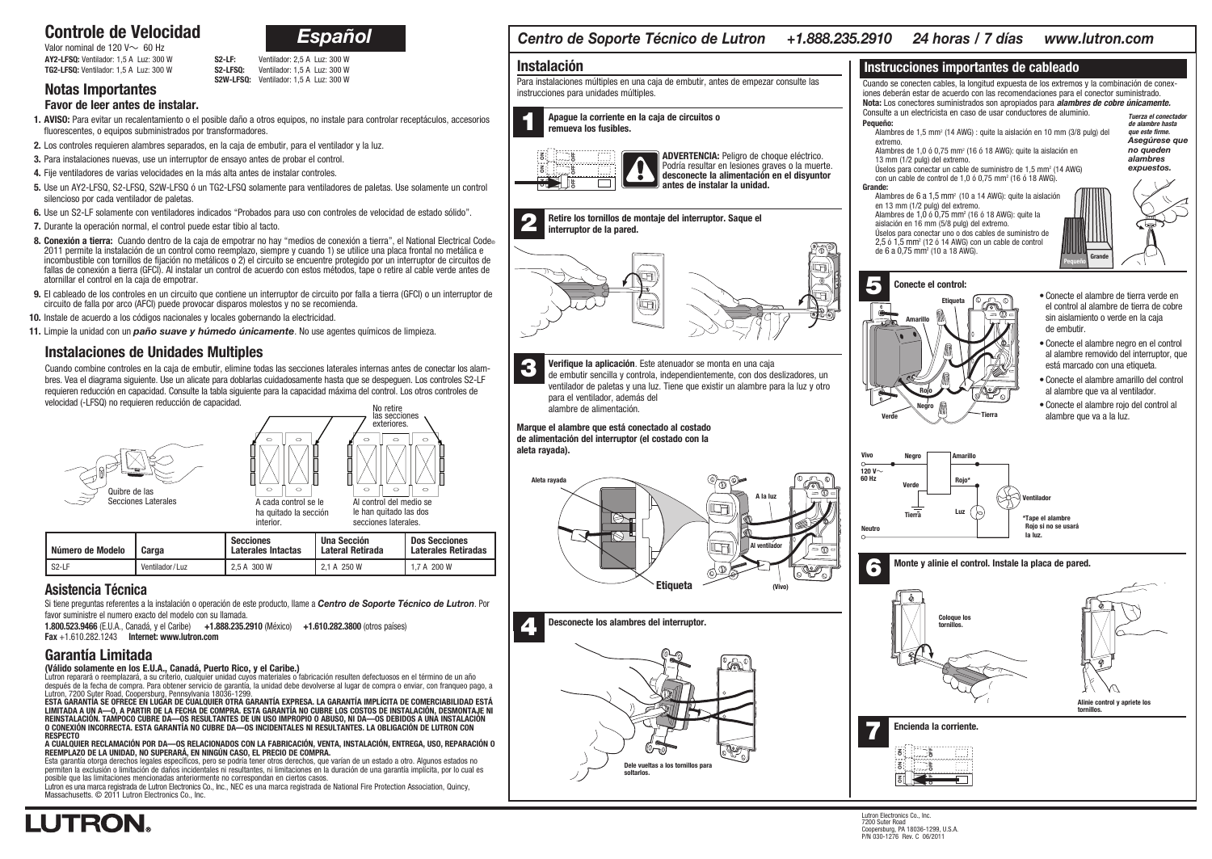# Controle de Velocidad

**Español**

Valor nominal de 120 V~ 60 Hz

**AY2-LFSQ:** Ventilador: 1,5 A Luz: 300 W
**TG2-LFSQ:** Ventilador: 1,5 A Luz: 300 W
**S2-LF:** Ventilador: 2,5 A Luz: 300 W
**S2-LFSQ:** Ventilador: 1,5 A Luz: 300 W
**S2W-LFSQ:** Ventilador: 1,5 A Luz: 300 W

## Notas Importantes

### Favor de leer antes de instalar.

1. **AVISO:** Para evitar un recalentamiento o el posible daño a otros equipos, no instale para controlar receptáculos, accesorios fluorescentes, o equipos subministrados por transformadores.
2. Los controles requieren alambres separados, en la caja de embutir, para el ventilador y la luz.
3. Para instalaciones nuevas, use un interruptor de ensayo antes de probar el control.
4. Fije ventiladores de varias velocidades en la más alta antes de instalar controles.
5. Use un AY2-LFSQ, S2-LFSQ, S2W-LFSQ ó un TG2-LFSQ solamente para ventiladores de paletas. Use solamente un control silencioso por cada ventilador de paletas.
6. Use un S2-LF solamente con ventiladores indicados "Probados para uso con controles de velocidad de estado sólido".
7. Durante la operación normal, el control puede estar tibio al tacto.
8. **Conexión a tierra:** Cuando dentro de la caja de empotrar no hay "medios de conexión a tierra", el National Electrical Code® 2011 permite la instalación de un control como reemplazo, siempre y cuando 1) se utilice una placa frontal no metálica e incombustible con tornillos de fijación no metálicos o 2) el circuito se encuentre protegido por un interruptor de circuitos de fallas de conexión a tierra (GFCI). Al instalar un control de acuerdo con estos métodos, tape o retire al cable verde antes de atornillar el control en la caja de empotrar.
9. El cableado de los controles en un circuito que contiene un interruptor de circuito por falla a tierra (GFCI) o un interruptor de circuito de falla por arco (AFCI) puede provocar disparos molestos y no se recomienda.
10. Instale de acuerdo a los códigos nacionales y locales gobernando la electricidad.
11. Limpie la unidad con un ***paño suave y húmedo únicamente***. No use agentes químicos de limpieza.

## Instalaciones de Unidades Multiples

Cuando combine controles en la caja de embutir, elimine todas las secciones laterales internas antes de conectar los alambres. Vea el diagrama siguiente. Use un alicate para doblarlas cuidadosamente hasta que se despeguen. Los controles S2-LF requieren reducción en capacidad. Consulte la tabla siguiente para la capacidad máxima del control. Los otros controles de velocidad (-LFSQ) no requieren reducción de capacidad.

Quibre de las Secciones Laterales

A cada control se le ha quitado la sección interior.

No retire las secciones exteriores.

Al control del medio se le han quitado las dos secciones laterales.

| Número de Modelo | Carga | Secciones Laterales Intactas | Una Sección Lateral Retirada | Dos Secciones Laterales Retiradas |
|---|---|---|---|---|
| S2-LF | Ventilador / Luz | 2,5 A 300 W | 2,1 A 250 W | 1,7 A 200 W |

## Asistencia Técnica

Si tiene preguntas referentes a la instalación o operación de este producto, llame a ***Centro de Soporte Técnico de Lutron***. Por favor suministre el numero exacto del modelo con su llamada.

**1.800.523.9466** (E.U.A., Canadá, y el Caribe) **+1.888.235.2910** (México) **+1.610.282.3800** (otros países)
**Fax** +1.610.282.1243 **Internet: www.lutron.com**

## Garantía Limitada

**(Válido solamente en los E.U.A., Canadá, Puerto Rico, y el Caribe.)**

Lutron reparará o reemplazará, a su criterio, cualquier unidad cuyos materiales o fabricación resulten defectuosos en el término de un año después de la fecha de compra. Para obtener servicio de garantía, la unidad debe devolverse al lugar de compra o enviar, con franqueo pago, a Lutron, 7200 Suter Road, Coopersburg, Pennsylvania 18036-1299.

**ESTA GARANTÍA SE OFRECE EN LUGAR DE CUALQUIER OTRA GARANTÍA EXPRESA. LA GARANTÍA IMPLÍCITA DE COMERCIABILIDAD ESTÁ LIMITADA A UN A—O, A PARTIR DE LA FECHA DE COMPRA. ESTA GARANTÍA NO CUBRE LOS COSTOS DE INSTALACIÓN, DESMONTAJE NI REINSTALACIÓN. TAMPOCO CUBRE DA—OS RESULTANTES DE UN USO IMPROPIO O ABUSO, NI DA—OS DEBIDOS A UNA INSTALACIÓN O CONEXIÓN INCORRECTA. ESTA GARANTÍA NO CUBRE DA—OS INCIDENTALES NI RESULTANTES. LA OBLIGACIÓN DE LUTRON CON RESPECTO A CUALQUIER RECLAMACIÓN POR DA—OS RELACIONADOS CON LA FABRICACIÓN, VENTA, INSTALACIÓN, ENTREGA, USO, REPARACIÓN O REEMPLAZO DE LA UNIDAD, NO SUPERARÁ, EN NINGÚN CASO, EL PRECIO DE COMPRA.**

Esta garantía otorga derechos legales específicos, pero se podría tener otros derechos, que varían de un estado a otro. Algunos estados no permiten la exclusión o limitación de daños incidentales ni resultantes, ni limitaciones en la duración de una garantía implícita, por lo cual es posible que las limitaciones mencionadas anteriormente no correspondan en ciertos casos.

Lutron es una marca registrada de Lutron Electronics Co., Inc., NEC es una marca registrada de National Fire Protection Association, Quincy, Massachusetts. © 2011 Lutron Electronics Co., Inc.

LUTRON.

## *Centro de Soporte Técnico de Lutron +1.888.235.2910 24 horas / 7 días www.lutron.com*

## Instalación

Para instalaciones múltiples en una caja de embutir, antes de empezar consulte las instrucciones para unidades múltiples.

**1** **Apague la corriente en la caja de circuitos o remueva los fusibles.**

**ADVERTENCIA:** Peligro de choque eléctrico. Podría resultar en lesiones graves o la muerte. **desconecte la alimentación en el disyuntor antes de instalar la unidad.**

**2** **Retire los tornillos de montaje del interruptor. Saque el interruptor de la pared.**

**3** **Verifique la aplicación**. Este atenuador se monta en una caja de embutir sencilla y controla, independientemente, con dos deslizadores, un ventilador de paletas y una luz. Tiene que existir un alambre para la luz y otro para el ventilador, además del alambre de alimentación.

**Marque el alambre que está conectado al costado de alimentación del interruptor (el costado con la aleta rayada).**

Aleta rayada

A la luz

Al ventilador

Etiqueta

(Vivo)

**4** **Desconecte los alambres del interruptor.**

Dele vueltas a los tornillos para soltarlos.

## Instrucciones importantes de cableado

Cuando se conecten cables, la longitud expuesta de los extremos y la combinación de conexiones deberán estar de acuerdo con las recomendaciones para el conector suministrado.

**Nota:** Los conectores suministrados son apropiados para ***alambres de cobre únicamente.*** Consulte a un electricista en caso de usar conductores de aluminio.

***Tuerza el conectador de alambre hasta que este firme. Asegúrese que no queden alambres expuestos.***

**Pequeño:**

Alambres de 1,5 mm² (14 AWG) : quite la aislación en 10 mm (3/8 pulg) del extremo.
Alambres de 1,0 ó 0,75 mm² (16 ó 18 AWG): quite la aislación en 13 mm (1/2 pulg) del extremo.
Úselos para conectar un cable de suministro de 1,5 mm² (14 AWG) con un cable de control de 1,0 ó 0,75 mm² (16 ó 18 AWG).

**Grande:**

Alambres de 6 a 1,5 mm² (10 a 14 AWG): quite la aislación en 13 mm (1/2 pulg) del extremo.
Alambres de 1,0 ó 0,75 mm² (16 ó 18 AWG): quite la aislación en 16 mm (5/8 pulg) del extremo.
Úselos para conectar uno o dos cables de suministro de 2,5 ó 1,5 mm² (12 ó 14 AWG) con un cable de control de 6 a 0,75 mm² (10 a 18 AWG).

Pequeño Grande

**5** **Conecte el control:**

Etiqueta Amarillo Rojo Negro Verde Tierra

- Conecte el alambre de tierra verde en el control al alambre de tierra de cobre sin aislamiento o verde en la caja de embutir.
- Conecte el alambre negro en el control al alambre removido del interruptor, que está marcado con una etiqueta.
- Conecte el alambre amarillo del control al alambre que va al ventilador.
- Conecte el alambre rojo del control al alambre que va a la luz.

Vivo 120 V~ 60 Hz Negro Amarillo Verde Rojo* Ventilador Tierra Luz Neutro

*Tape el alambre Rojo si no se usará la luz.

**6** **Monte y alinie el control. Instale la placa de pared.**

Coloque los tornillos.

Alinie control y apriete los tornillos.

**7** **Encienda la corriente.**

Lutron Electronics Co., Inc.
7200 Suter Road
Coopersburg, PA 18036-1299, U.S.A.
P/N 030-1276 Rev. C 06/2011